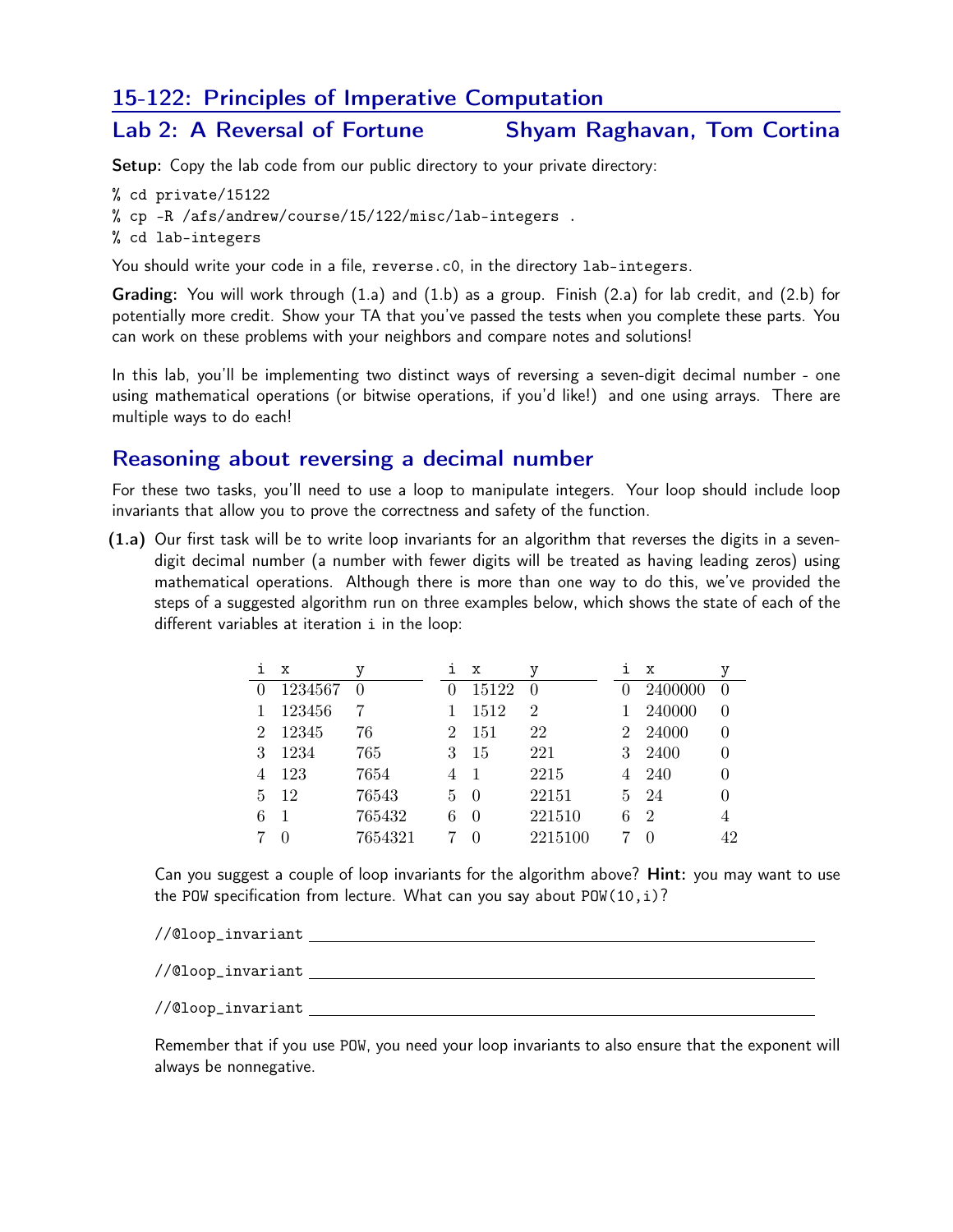# 15-122: Principles of Imperative Computation

## Lab 2: A Reversal of Fortune — Shyam Raghavan, Tom Cortina

**Setup:** Copy the lab code from our public directory to your private directory:

```
% cd private/15122
% cp -R /afs/andrew/course/15/122/misc/lab-integers .
% cd lab-integers
```

You should write your code in a file, `reverse.c0`, in the directory `lab-integers`.

**Grading:** You will work through (1.a) and (1.b) as a group. Finish (2.a) for lab credit, and (2.b) for potentially more credit. Show your TA that you've passed the tests when you complete these parts. You can work on these problems with your neighbors and compare notes and solutions!

In this lab, you'll be implementing two distinct ways of reversing a seven-digit decimal number - one using mathematical operations (or bitwise operations, if you'd like!) and one using arrays. There are multiple ways to do each!

## Reasoning about reversing a decimal number

For these two tasks, you'll need to use a loop to manipulate integers. Your loop should include loop invariants that allow you to prove the correctness and safety of the function.

**(1.a)** Our first task will be to write loop invariants for an algorithm that reverses the digits in a seven-digit decimal number (a number with fewer digits will be treated as having leading zeros) using mathematical operations. Although there is more than one way to do this, we've provided the steps of a suggested algorithm run on three examples below, which shows the state of each of the different variables at iteration `i` in the loop:

| i | x | y |
|---|---|---|
| 0 | 1234567 | 0 |
| 1 | 123456 | 7 |
| 2 | 12345 | 76 |
| 3 | 1234 | 765 |
| 4 | 123 | 7654 |
| 5 | 12 | 76543 |
| 6 | 1 | 765432 |
| 7 | 0 | 7654321 |

| i | x | y |
|---|---|---|
| 0 | 15122 | 0 |
| 1 | 1512 | 2 |
| 2 | 151 | 22 |
| 3 | 15 | 221 |
| 4 | 1 | 2215 |
| 5 | 0 | 22151 |
| 6 | 0 | 221510 |
| 7 | 0 | 2215100 |

| i | x | y |
|---|---|---|
| 0 | 2400000 | 0 |
| 1 | 240000 | 0 |
| 2 | 24000 | 0 |
| 3 | 2400 | 0 |
| 4 | 240 | 0 |
| 5 | 24 | 0 |
| 6 | 2 | 4 |
| 7 | 0 | 42 |

Can you suggest a couple of loop invariants for the algorithm above? **Hint:** you may want to use the `POW` specification from lecture. What can you say about `POW(10,i)`?

//@loop_invariant ______________________________________________

//@loop_invariant ______________________________________________

//@loop_invariant ______________________________________________

Remember that if you use `POW`, you need your loop invariants to also ensure that the exponent will always be nonnegative.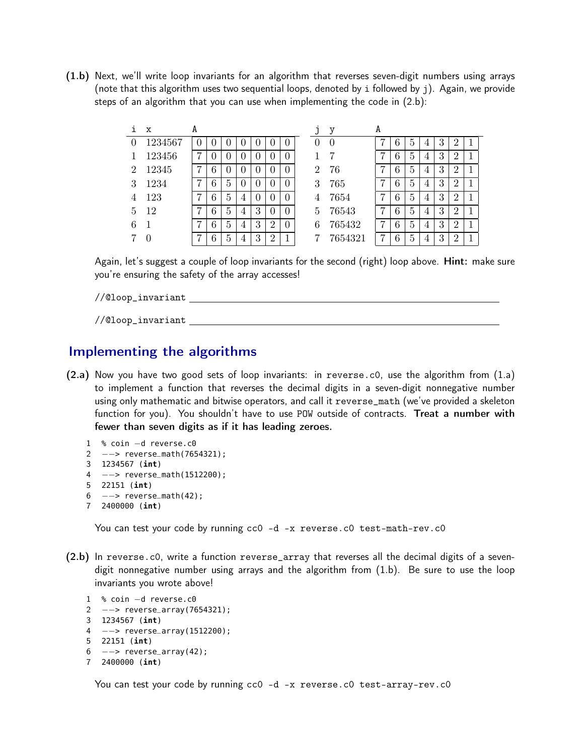**(1.b)** Next, we'll write loop invariants for an algorithm that reverses seven-digit numbers using arrays (note that this algorithm uses two sequential loops, denoted by `i` followed by `j`). Again, we provide steps of an algorithm that you can use when implementing the code in (2.b):

| i | x | A | | | | | | | j | y | A | | | | | | |
|---|---|---|---|---|---|---|---|---|---|---|---|---|---|---|---|---|---|
| 0 | 1234567 | 0 | 0 | 0 | 0 | 0 | 0 | 0 | 0 | 0 | 7 | 6 | 5 | 4 | 3 | 2 | 1 |
| 1 | 123456 | 7 | 0 | 0 | 0 | 0 | 0 | 0 | 1 | 7 | 7 | 6 | 5 | 4 | 3 | 2 | 1 |
| 2 | 12345 | 7 | 6 | 0 | 0 | 0 | 0 | 0 | 2 | 76 | 7 | 6 | 5 | 4 | 3 | 2 | 1 |
| 3 | 1234 | 7 | 6 | 5 | 0 | 0 | 0 | 0 | 3 | 765 | 7 | 6 | 5 | 4 | 3 | 2 | 1 |
| 4 | 123 | 7 | 6 | 5 | 4 | 0 | 0 | 0 | 4 | 7654 | 7 | 6 | 5 | 4 | 3 | 2 | 1 |
| 5 | 12 | 7 | 6 | 5 | 4 | 3 | 0 | 0 | 5 | 76543 | 7 | 6 | 5 | 4 | 3 | 2 | 1 |
| 6 | 1 | 7 | 6 | 5 | 4 | 3 | 2 | 0 | 6 | 765432 | 7 | 6 | 5 | 4 | 3 | 2 | 1 |
| 7 | 0 | 7 | 6 | 5 | 4 | 3 | 2 | 1 | 7 | 7654321 | 7 | 6 | 5 | 4 | 3 | 2 | 1 |

Again, let's suggest a couple of loop invariants for the second (right) loop above. **Hint:** make sure you're ensuring the safety of the array accesses!

`//@loop_invariant` ______________________________________________

`//@loop_invariant` ______________________________________________

## Implementing the algorithms

**(2.a)** Now you have two good sets of loop invariants: in `reverse.c0`, use the algorithm from (1.a) to implement a function that reverses the decimal digits in a seven-digit nonnegative number using only mathematic and bitwise operators, and call it `reverse_math` (we've provided a skeleton function for you). You shouldn't have to use `POW` outside of contracts. **Treat a number with fewer than seven digits as if it has leading zeroes.**

```
1  % coin -d reverse.c0
2  --> reverse_math(7654321);
3  1234567 (int)
4  --> reverse_math(1512200);
5  22151 (int)
6  --> reverse_math(42);
7  2400000 (int)
```

You can test your code by running `cc0 -d -x reverse.c0 test-math-rev.c0`

**(2.b)** In `reverse.c0`, write a function `reverse_array` that reverses all the decimal digits of a seven-digit nonnegative number using arrays and the algorithm from (1.b). Be sure to use the loop invariants you wrote above!

```
1  % coin -d reverse.c0
2  --> reverse_array(7654321);
3  1234567 (int)
4  --> reverse_array(1512200);
5  22151 (int)
6  --> reverse_array(42);
7  2400000 (int)
```

You can test your code by running `cc0 -d -x reverse.c0 test-array-rev.c0`